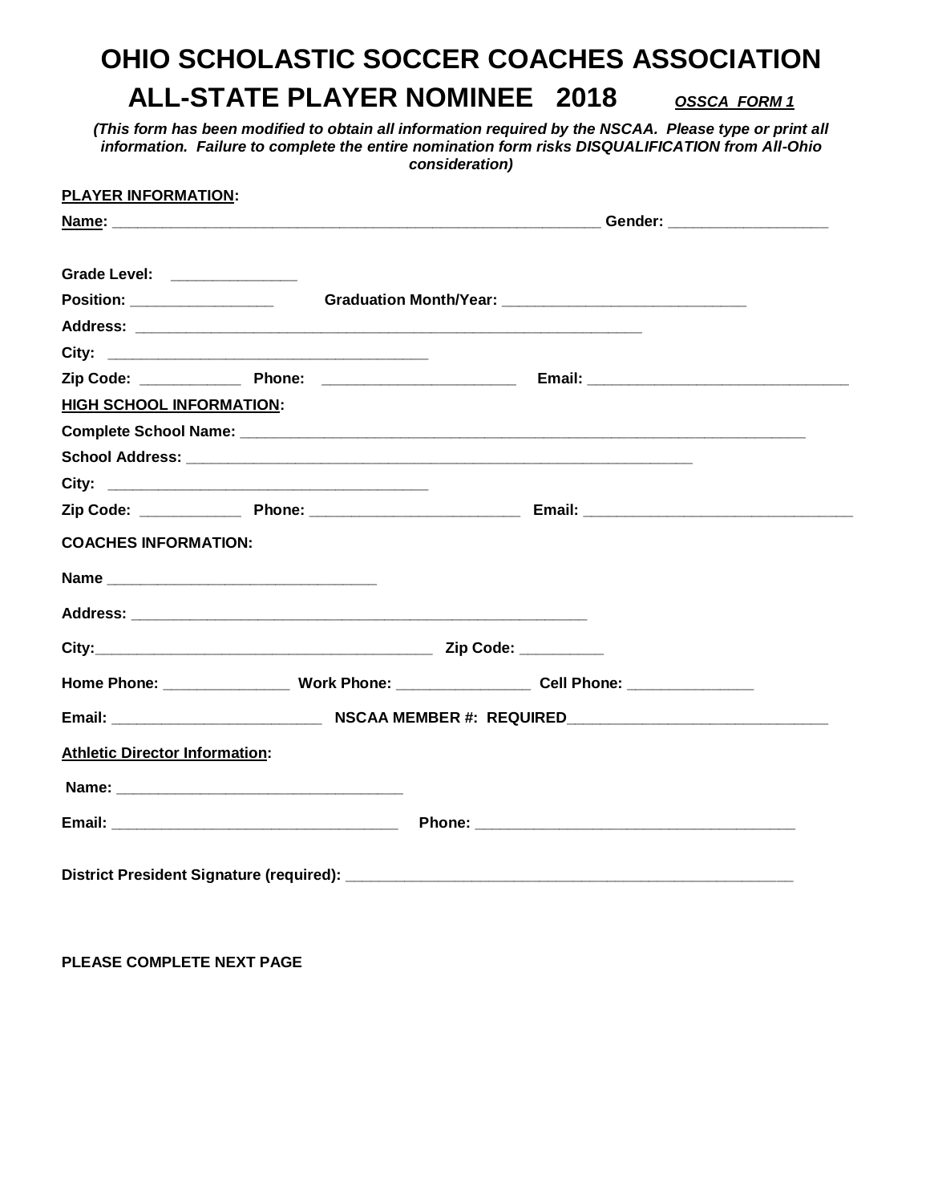# OHIO SCHOLASTIC SOCCER COACHES ASSOCIATION

## ALL-STATE PLAYER NOMINEE 2018 ***OSSCA FORM 1***

***(This form has been modified to obtain all information required by the NSCAA. Please type or print all information. Failure to complete the entire nomination form risks DISQUALIFICATION from All-Ohio consideration)***

**PLAYER INFORMATION:**

**Name:** ___________________________________________________________ **Gender:** ___________________

**Grade Level:** _______________

**Position:** _________________ **Graduation Month/Year:** _____________________________

**Address:** _______________________________________________________________

**City:** ________________________________________

**Zip Code:** ____________ **Phone:** _______________________ **Email:** ________________________________

**HIGH SCHOOL INFORMATION:**

**Complete School Name:** ______________________________________________________________________

**School Address:** _______________________________________________________________

**City:** ________________________________________

**Zip Code:** ____________ **Phone:** _________________________ **Email:** ________________________________

**COACHES INFORMATION:**

**Name** _________________________________

**Address:** ________________________________________________________

**City:**_________________________________________ **Zip Code:** __________

**Home Phone:** _______________ **Work Phone:** ________________ **Cell Phone:** _______________

**Email:** _________________________ **NSCAA MEMBER #: REQUIRED**______________________________

**Athletic Director Information:**

**Name:** _________________________________

**Email:** __________________________________ **Phone:** ______________________________________

**District President Signature (required):** ______________________________________________________

**PLEASE COMPLETE NEXT PAGE**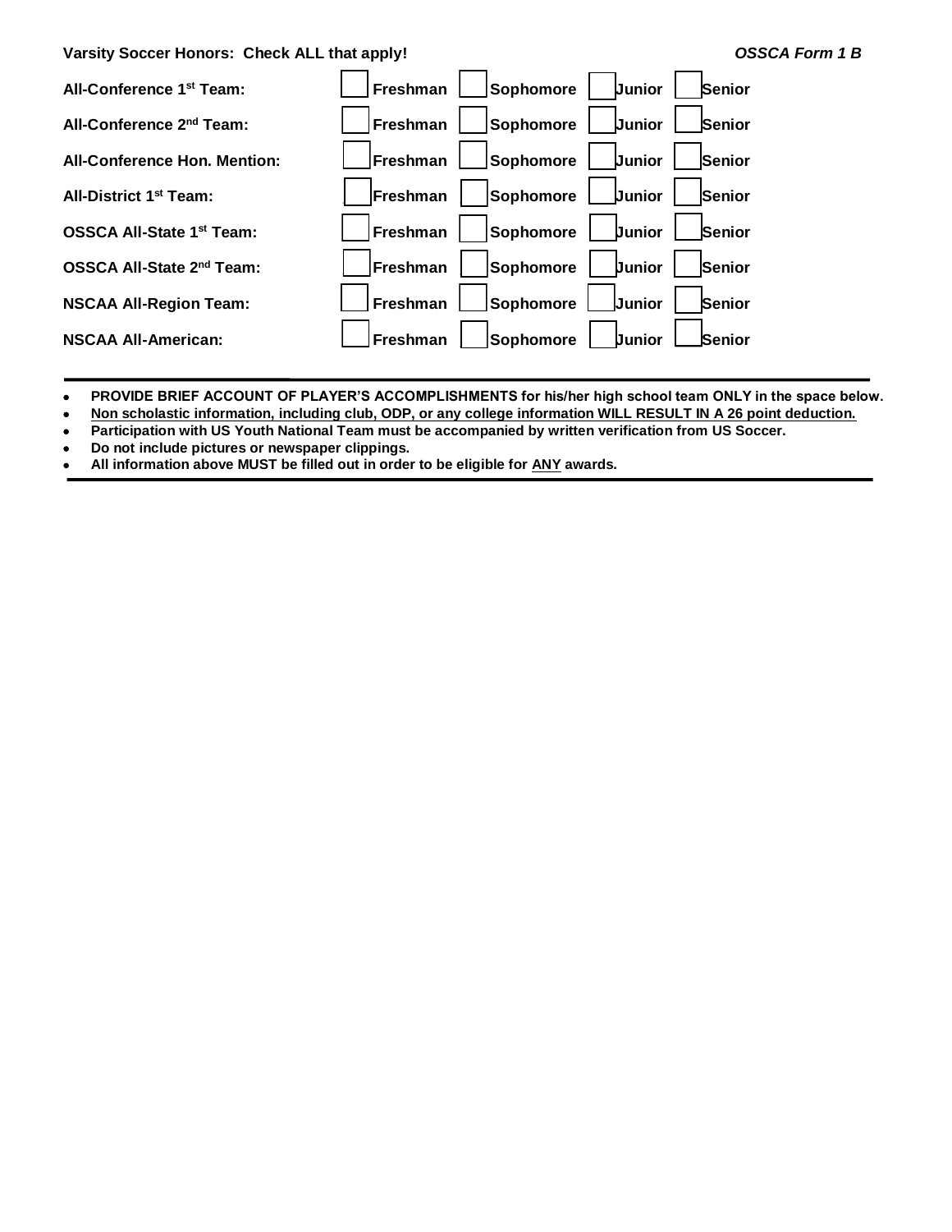**Varsity Soccer Honors: Check ALL that apply!** ***OSSCA Form 1 B***

| | | | | |
|---|---|---|---|---|
| **All-Conference 1st Team:** | ☐ **Freshman** | ☐ **Sophomore** | ☐ **Junior** | ☐ **Senior** |
| **All-Conference 2nd Team:** | ☐ **Freshman** | ☐ **Sophomore** | ☐ **Junior** | ☐ **Senior** |
| **All-Conference Hon. Mention:** | ☐ **Freshman** | ☐ **Sophomore** | ☐ **Junior** | ☐ **Senior** |
| **All-District 1st Team:** | ☐ **Freshman** | ☐ **Sophomore** | ☐ **Junior** | ☐ **Senior** |
| **OSSCA All-State 1st Team:** | ☐ **Freshman** | ☐ **Sophomore** | ☐ **Junior** | ☐ **Senior** |
| **OSSCA All-State 2nd Team:** | ☐ **Freshman** | ☐ **Sophomore** | ☐ **Junior** | ☐ **Senior** |
| **NSCAA All-Region Team:** | ☐ **Freshman** | ☐ **Sophomore** | ☐ **Junior** | ☐ **Senior** |
| **NSCAA All-American:** | ☐ **Freshman** | ☐ **Sophomore** | ☐ **Junior** | ☐ **Senior** |

---

- **PROVIDE BRIEF ACCOUNT OF PLAYER'S ACCOMPLISHMENTS for his/her high school team ONLY in the space below.**
- **<u>Non scholastic information, including club, ODP, or any college information WILL RESULT IN A 26 point deduction.</u>**
- **Participation with US Youth National Team must be accompanied by written verification from US Soccer.**
- **Do not include pictures or newspaper clippings.**
- **All information above MUST be filled out in order to be eligible for <u>ANY</u> awards.**

---